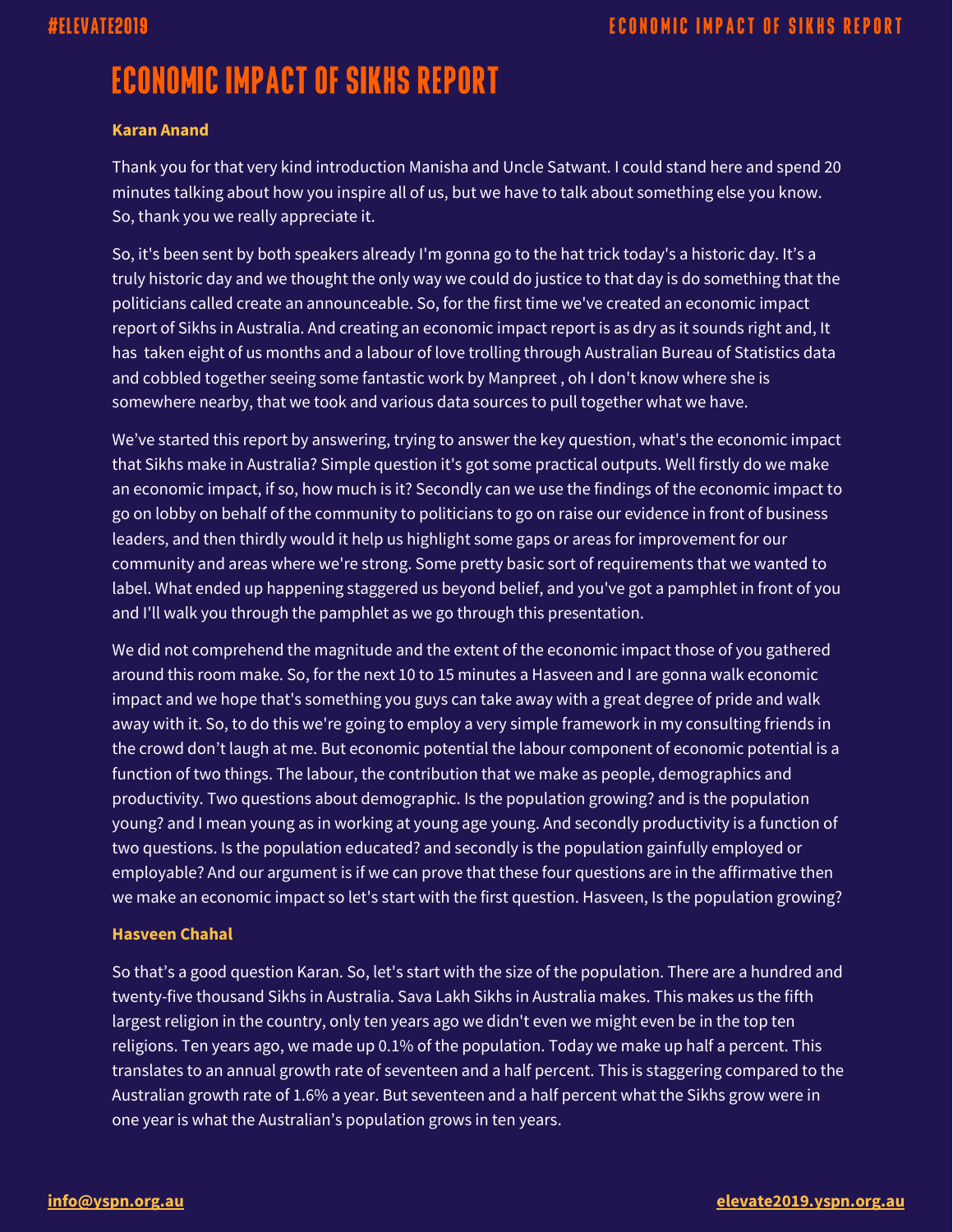# ECONOMIC IMPACT OF SIKHS REPORT

**Karan Anand**

Thank you for that very kind introduction Manisha and Uncle Satwant. I could stand here and spend 20 minutes talking about how you inspire all of us, but we have to talk about something else you know. So, thank you we really appreciate it.

So, it's been sent by both speakers already I'm gonna go to the hat trick today's a historic day. It's a truly historic day and we thought the only way we could do justice to that day is do something that the politicians called create an announceable. So, for the first time we've created an economic impact report of Sikhs in Australia. And creating an economic impact report is as dry as it sounds right and, It has taken eight of us months and a labour of love trolling through Australian Bureau of Statistics data and cobbled together seeing some fantastic work by Manpreet , oh I don't know where she is somewhere nearby, that we took and various data sources to pull together what we have.

We've started this report by answering, trying to answer the key question, what's the economic impact that Sikhs make in Australia? Simple question it's got some practical outputs. Well firstly do we make an economic impact, if so, how much is it? Secondly can we use the findings of the economic impact to go on lobby on behalf of the community to politicians to go on raise our evidence in front of business leaders, and then thirdly would it help us highlight some gaps or areas for improvement for our community and areas where we're strong. Some pretty basic sort of requirements that we wanted to label. What ended up happening staggered us beyond belief, and you've got a pamphlet in front of you and I'll walk you through the pamphlet as we go through this presentation.

We did not comprehend the magnitude and the extent of the economic impact those of you gathered around this room make. So, for the next 10 to 15 minutes a Hasveen and I are gonna walk economic impact and we hope that's something you guys can take away with a great degree of pride and walk away with it. So, to do this we're going to employ a very simple framework in my consulting friends in the crowd don't laugh at me. But economic potential the labour component of economic potential is a function of two things. The labour, the contribution that we make as people, demographics and productivity. Two questions about demographic. Is the population growing? and is the population young? and I mean young as in working at young age young. And secondly productivity is a function of two questions. Is the population educated? and secondly is the population gainfully employed or employable? And our argument is if we can prove that these four questions are in the affirmative then we make an economic impact so let's start with the first question. Hasveen, Is the population growing?

**Hasveen Chahal**

So that's a good question Karan. So, let's start with the size of the population. There are a hundred and twenty-five thousand Sikhs in Australia. Sava Lakh Sikhs in Australia makes. This makes us the fifth largest religion in the country, only ten years ago we didn't even we might even be in the top ten religions. Ten years ago, we made up 0.1% of the population. Today we make up half a percent. This translates to an annual growth rate of seventeen and a half percent. This is staggering compared to the Australian growth rate of 1.6% a year. But seventeen and a half percent what the Sikhs grow were in one year is what the Australian's population grows in ten years.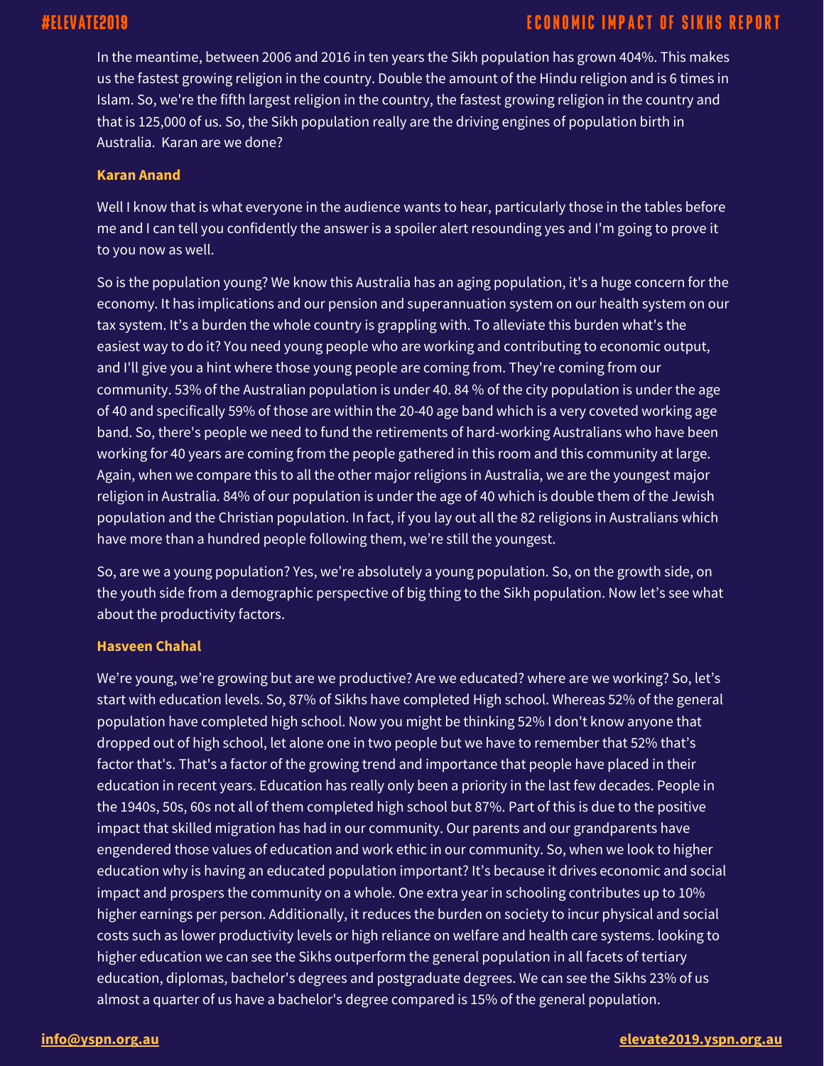In the meantime, between 2006 and 2016 in ten years the Sikh population has grown 404%. This makes us the fastest growing religion in the country. Double the amount of the Hindu religion and is 6 times in Islam. So, we're the fifth largest religion in the country, the fastest growing religion in the country and that is 125,000 of us. So, the Sikh population really are the driving engines of population birth in Australia. Karan are we done?

**Karan Anand**

Well I know that is what everyone in the audience wants to hear, particularly those in the tables before me and I can tell you confidently the answer is a spoiler alert resounding yes and I'm going to prove it to you now as well.

So is the population young? We know this Australia has an aging population, it's a huge concern for the economy. It has implications and our pension and superannuation system on our health system on our tax system. It’s a burden the whole country is grappling with. To alleviate this burden what's the easiest way to do it? You need young people who are working and contributing to economic output, and I'll give you a hint where those young people are coming from. They're coming from our community. 53% of the Australian population is under 40. 84 % of the city population is under the age of 40 and specifically 59% of those are within the 20-40 age band which is a very coveted working age band. So, there's people we need to fund the retirements of hard-working Australians who have been working for 40 years are coming from the people gathered in this room and this community at large. Again, when we compare this to all the other major religions in Australia, we are the youngest major religion in Australia. 84% of our population is under the age of 40 which is double them of the Jewish population and the Christian population. In fact, if you lay out all the 82 religions in Australians which have more than a hundred people following them, we’re still the youngest.

So, are we a young population? Yes, we’re absolutely a young population. So, on the growth side, on the youth side from a demographic perspective of big thing to the Sikh population. Now let’s see what about the productivity factors.

**Hasveen Chahal**

We’re young, we’re growing but are we productive? Are we educated? where are we working? So, let’s start with education levels. So, 87% of Sikhs have completed High school. Whereas 52% of the general population have completed high school. Now you might be thinking 52% I don't know anyone that dropped out of high school, let alone one in two people but we have to remember that 52% that’s factor that's. That's a factor of the growing trend and importance that people have placed in their education in recent years. Education has really only been a priority in the last few decades. People in the 1940s, 50s, 60s not all of them completed high school but 87%. Part of this is due to the positive impact that skilled migration has had in our community. Our parents and our grandparents have engendered those values of education and work ethic in our community. So, when we look to higher education why is having an educated population important? It’s because it drives economic and social impact and prospers the community on a whole. One extra year in schooling contributes up to 10% higher earnings per person. Additionally, it reduces the burden on society to incur physical and social costs such as lower productivity levels or high reliance on welfare and health care systems. looking to higher education we can see the Sikhs outperform the general population in all facets of tertiary education, diplomas, bachelor's degrees and postgraduate degrees. We can see the Sikhs 23% of us almost a quarter of us have a bachelor's degree compared is 15% of the general population.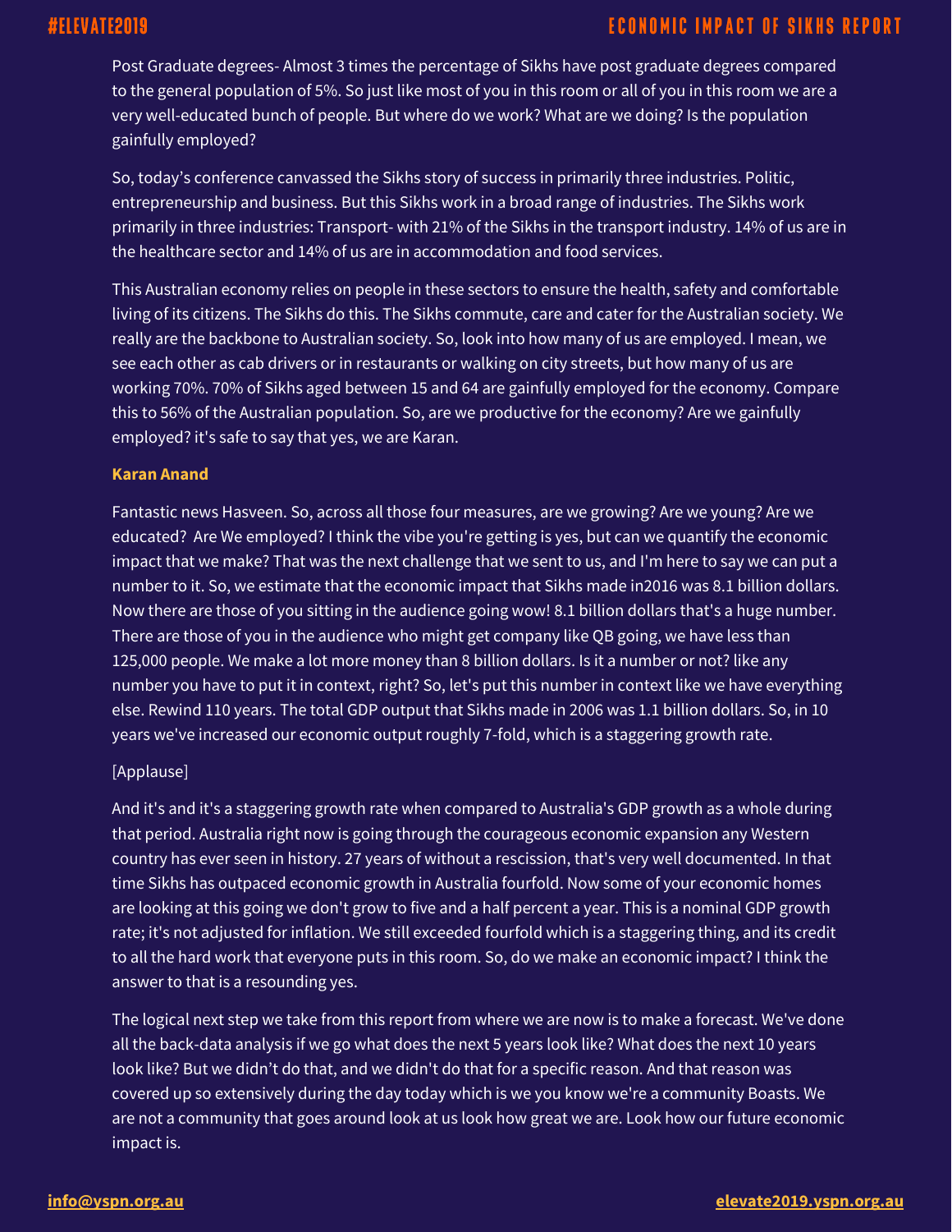Post Graduate degrees- Almost 3 times the percentage of Sikhs have post graduate degrees compared to the general population of 5%. So just like most of you in this room or all of you in this room we are a very well-educated bunch of people. But where do we work? What are we doing? Is the population gainfully employed?

So, today's conference canvassed the Sikhs story of success in primarily three industries. Politic, entrepreneurship and business. But this Sikhs work in a broad range of industries. The Sikhs work primarily in three industries: Transport- with 21% of the Sikhs in the transport industry. 14% of us are in the healthcare sector and 14% of us are in accommodation and food services.

This Australian economy relies on people in these sectors to ensure the health, safety and comfortable living of its citizens. The Sikhs do this. The Sikhs commute, care and cater for the Australian society. We really are the backbone to Australian society. So, look into how many of us are employed. I mean, we see each other as cab drivers or in restaurants or walking on city streets, but how many of us are working 70%. 70% of Sikhs aged between 15 and 64 are gainfully employed for the economy. Compare this to 56% of the Australian population. So, are we productive for the economy? Are we gainfully employed? it's safe to say that yes, we are Karan.

**Karan Anand**

Fantastic news Hasveen. So, across all those four measures, are we growing? Are we young? Are we educated? Are We employed? I think the vibe you're getting is yes, but can we quantify the economic impact that we make? That was the next challenge that we sent to us, and I'm here to say we can put a number to it. So, we estimate that the economic impact that Sikhs made in2016 was 8.1 billion dollars. Now there are those of you sitting in the audience going wow! 8.1 billion dollars that's a huge number. There are those of you in the audience who might get company like QB going, we have less than 125,000 people. We make a lot more money than 8 billion dollars. Is it a number or not? like any number you have to put it in context, right? So, let's put this number in context like we have everything else. Rewind 110 years. The total GDP output that Sikhs made in 2006 was 1.1 billion dollars. So, in 10 years we've increased our economic output roughly 7-fold, which is a staggering growth rate.

[Applause]

And it's and it's a staggering growth rate when compared to Australia's GDP growth as a whole during that period. Australia right now is going through the courageous economic expansion any Western country has ever seen in history. 27 years of without a rescission, that's very well documented. In that time Sikhs has outpaced economic growth in Australia fourfold. Now some of your economic homes are looking at this going we don't grow to five and a half percent a year. This is a nominal GDP growth rate; it's not adjusted for inflation. We still exceeded fourfold which is a staggering thing, and its credit to all the hard work that everyone puts in this room. So, do we make an economic impact? I think the answer to that is a resounding yes.

The logical next step we take from this report from where we are now is to make a forecast. We've done all the back-data analysis if we go what does the next 5 years look like? What does the next 10 years look like? But we didn't do that, and we didn't do that for a specific reason. And that reason was covered up so extensively during the day today which is we you know we're a community Boasts. We are not a community that goes around look at us look how great we are. Look how our future economic impact is.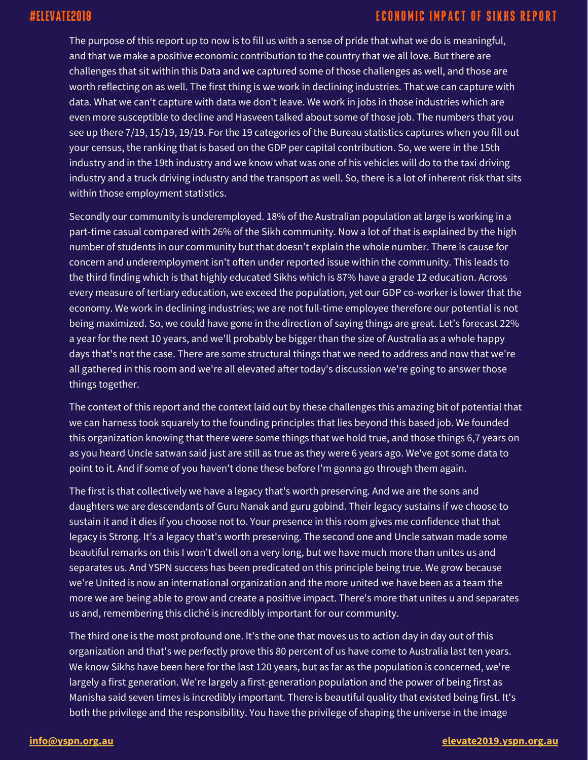The purpose of this report up to now is to fill us with a sense of pride that what we do is meaningful, and that we make a positive economic contribution to the country that we all love. But there are challenges that sit within this Data and we captured some of those challenges as well, and those are worth reflecting on as well. The first thing is we work in declining industries. That we can capture with data. What we can't capture with data we don't leave. We work in jobs in those industries which are even more susceptible to decline and Hasveen talked about some of those job. The numbers that you see up there 7/19, 15/19, 19/19. For the 19 categories of the Bureau statistics captures when you fill out your census, the ranking that is based on the GDP per capital contribution. So, we were in the 15th industry and in the 19th industry and we know what was one of his vehicles will do to the taxi driving industry and a truck driving industry and the transport as well. So, there is a lot of inherent risk that sits within those employment statistics.

Secondly our community is underemployed. 18% of the Australian population at large is working in a part-time casual compared with 26% of the Sikh community. Now a lot of that is explained by the high number of students in our community but that doesn't explain the whole number. There is cause for concern and underemployment isn't often under reported issue within the community. This leads to the third finding which is that highly educated Sikhs which is 87% have a grade 12 education. Across every measure of tertiary education, we exceed the population, yet our GDP co-worker is lower that the economy. We work in declining industries; we are not full-time employee therefore our potential is not being maximized. So, we could have gone in the direction of saying things are great. Let's forecast 22% a year for the next 10 years, and we'll probably be bigger than the size of Australia as a whole happy days that's not the case. There are some structural things that we need to address and now that we're all gathered in this room and we're all elevated after today's discussion we're going to answer those things together.

The context of this report and the context laid out by these challenges this amazing bit of potential that we can harness took squarely to the founding principles that lies beyond this based job. We founded this organization knowing that there were some things that we hold true, and those things 6,7 years on as you heard Uncle satwan said just are still as true as they were 6 years ago. We've got some data to point to it. And if some of you haven't done these before I'm gonna go through them again.

The first is that collectively we have a legacy that's worth preserving. And we are the sons and daughters we are descendants of Guru Nanak and guru gobind. Their legacy sustains if we choose to sustain it and it dies if you choose not to. Your presence in this room gives me confidence that that legacy is Strong. It's a legacy that's worth preserving. The second one and Uncle satwan made some beautiful remarks on this I won't dwell on a very long, but we have much more than unites us and separates us. And YSPN success has been predicated on this principle being true. We grow because we're United is now an international organization and the more united we have been as a team the more we are being able to grow and create a positive impact. There's more that unites u and separates us and, remembering this cliché is incredibly important for our community.

The third one is the most profound one. It's the one that moves us to action day in day out of this organization and that's we perfectly prove this 80 percent of us have come to Australia last ten years. We know Sikhs have been here for the last 120 years, but as far as the population is concerned, we're largely a first generation. We're largely a first-generation population and the power of being first as Manisha said seven times is incredibly important. There is beautiful quality that existed being first. It's both the privilege and the responsibility. You have the privilege of shaping the universe in the image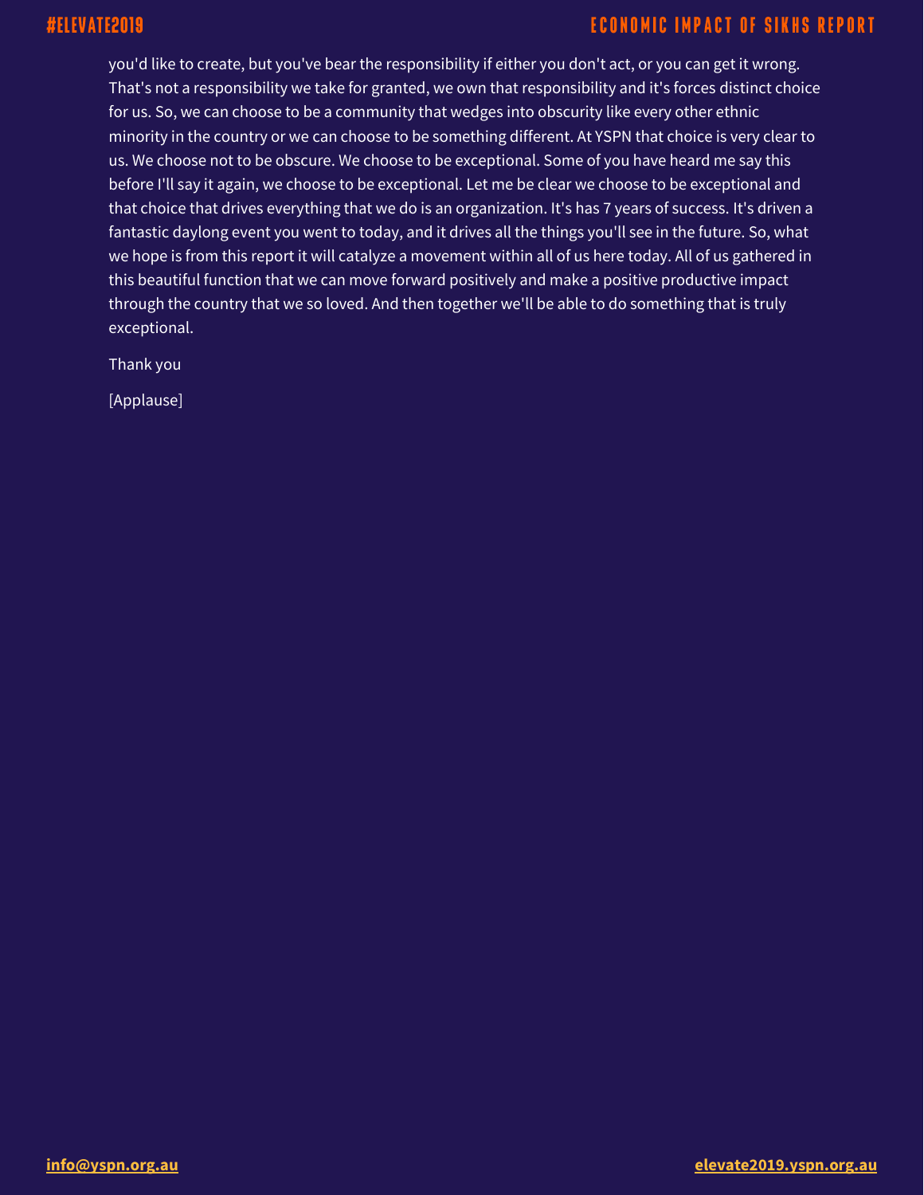you'd like to create, but you've bear the responsibility if either you don't act, or you can get it wrong. That's not a responsibility we take for granted, we own that responsibility and it's forces distinct choice for us. So, we can choose to be a community that wedges into obscurity like every other ethnic minority in the country or we can choose to be something different. At YSPN that choice is very clear to us. We choose not to be obscure. We choose to be exceptional. Some of you have heard me say this before I'll say it again, we choose to be exceptional. Let me be clear we choose to be exceptional and that choice that drives everything that we do is an organization. It's has 7 years of success. It's driven a fantastic daylong event you went to today, and it drives all the things you'll see in the future. So, what we hope is from this report it will catalyze a movement within all of us here today. All of us gathered in this beautiful function that we can move forward positively and make a positive productive impact through the country that we so loved. And then together we'll be able to do something that is truly exceptional.

Thank you

[Applause]